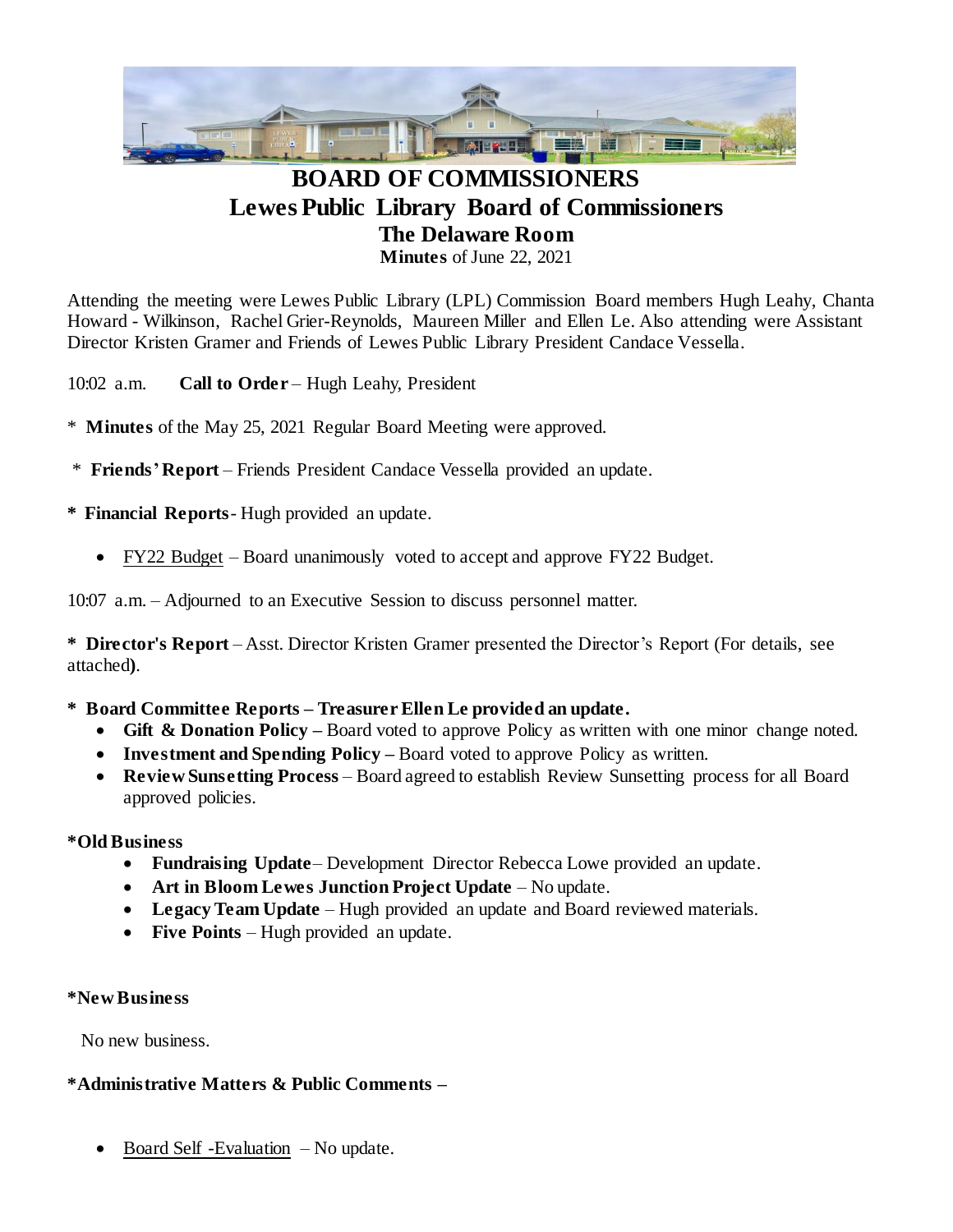# BOARD OF COMMISSIONERS
## Lewes Public Library Board of Commissioners
### The Delaware Room
**Minutes** of June 22, 2021

Attending the meeting were Lewes Public Library (LPL) Commission Board members Hugh Leahy, Chanta Howard - Wilkinson, Rachel Grier-Reynolds, Maureen Miller and Ellen Le. Also attending were Assistant Director Kristen Gramer and Friends of Lewes Public Library President Candace Vessella.

10:02 a.m. **Call to Order** – Hugh Leahy, President

* **Minutes** of the May 25, 2021 Regular Board Meeting were approved.

* **Friends' Report** – Friends President Candace Vessella provided an update.

* **Financial Reports**- Hugh provided an update.

  - FY22 Budget – Board unanimously voted to accept and approve FY22 Budget.

10:07 a.m. – Adjourned to an Executive Session to discuss personnel matter.

* **Director's Report** – Asst. Director Kristen Gramer presented the Director's Report (For details, see attached**)**.

* **Board Committee Reports – Treasurer Ellen Le provided an update.**
  - **Gift & Donation Policy –** Board voted to approve Policy as written with one minor change noted.
  - **Investment and Spending Policy –** Board voted to approve Policy as written.
  - **Review Sunsetting Process** – Board agreed to establish Review Sunsetting process for all Board approved policies.

**\*Old Business**
  - **Fundraising Update** – Development Director Rebecca Lowe provided an update.
  - **Art in Bloom Lewes Junction Project Update** – No update.
  - **Legacy Team Update** – Hugh provided an update and Board reviewed materials.
  - **Five Points** – Hugh provided an update.

**\*New Business**

No new business.

**\*Administrative Matters & Public Comments –**

  - Board Self -Evaluation – No update.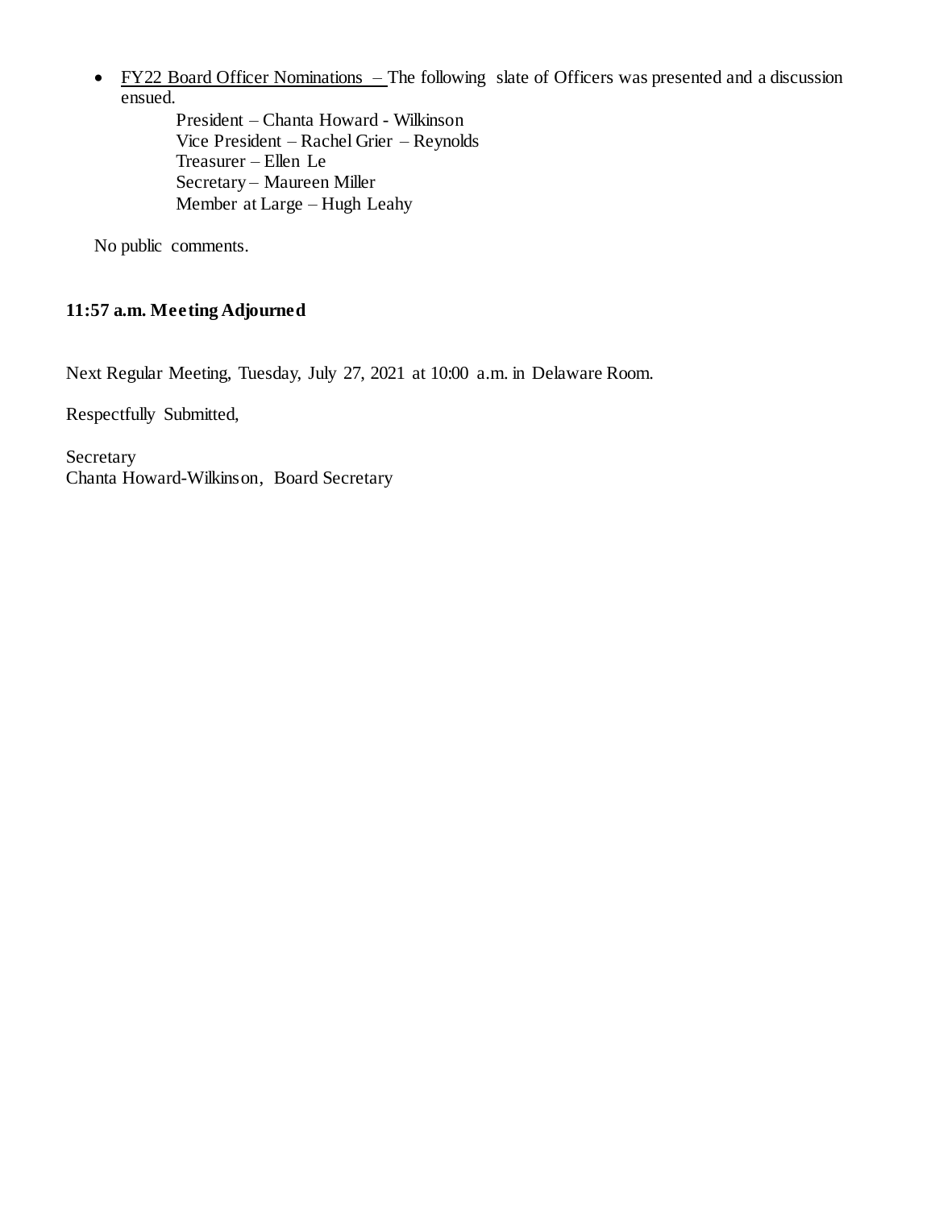- FY22 Board Officer Nominations – The following slate of Officers was presented and a discussion ensued.

  President – Chanta Howard - Wilkinson
  Vice President – Rachel Grier – Reynolds
  Treasurer – Ellen Le
  Secretary – Maureen Miller
  Member at Large – Hugh Leahy

No public comments.

**11:57 a.m. Meeting Adjourned**

Next Regular Meeting, Tuesday, July 27, 2021 at 10:00 a.m. in Delaware Room.

Respectfully Submitted,

Secretary
Chanta Howard-Wilkinson, Board Secretary